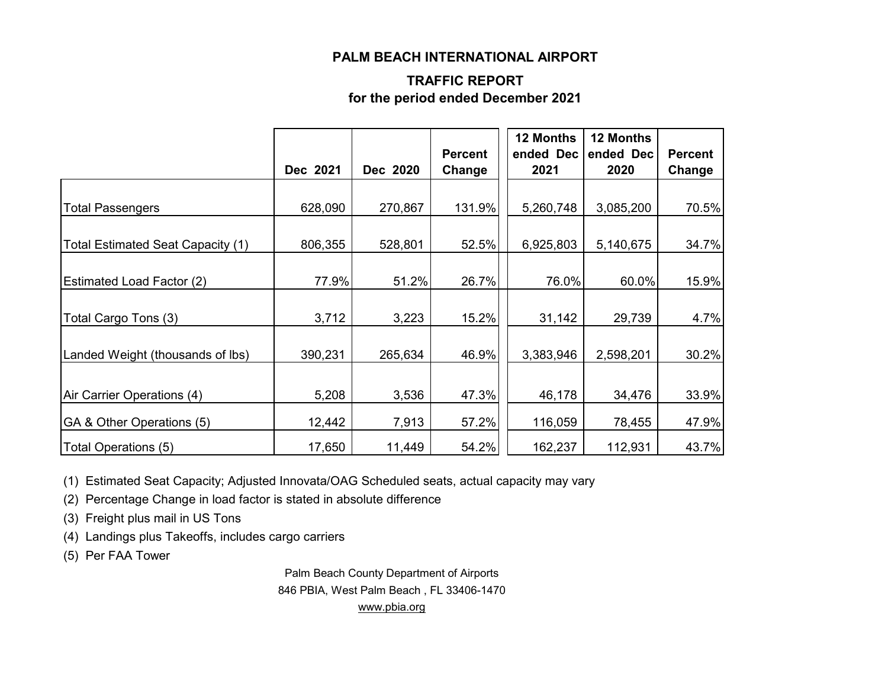# PALM BEACH INTERNATIONAL AIRPORT

## TRAFFIC REPORT

### for the period ended December 2021

| | Dec 2021 | Dec 2020 | Percent Change | 12 Months ended Dec 2021 | 12 Months ended Dec 2020 | Percent Change |
|---|---|---|---|---|---|---|
| Total Passengers | 628,090 | 270,867 | 131.9% | 5,260,748 | 3,085,200 | 70.5% |
| Total Estimated Seat Capacity (1) | 806,355 | 528,801 | 52.5% | 6,925,803 | 5,140,675 | 34.7% |
| Estimated Load Factor (2) | 77.9% | 51.2% | 26.7% | 76.0% | 60.0% | 15.9% |
| Total Cargo Tons (3) | 3,712 | 3,223 | 15.2% | 31,142 | 29,739 | 4.7% |
| Landed Weight (thousands of lbs) | 390,231 | 265,634 | 46.9% | 3,383,946 | 2,598,201 | 30.2% |
| Air Carrier Operations (4) | 5,208 | 3,536 | 47.3% | 46,178 | 34,476 | 33.9% |
| GA & Other Operations (5) | 12,442 | 7,913 | 57.2% | 116,059 | 78,455 | 47.9% |
| Total Operations (5) | 17,650 | 11,449 | 54.2% | 162,237 | 112,931 | 43.7% |

(1) Estimated Seat Capacity; Adjusted Innovata/OAG Scheduled seats, actual capacity may vary

(2) Percentage Change in load factor is stated in absolute difference

(3) Freight plus mail in US Tons

(4) Landings plus Takeoffs, includes cargo carriers

(5) Per FAA Tower

Palm Beach County Department of Airports
846 PBIA, West Palm Beach , FL 33406-1470
www.pbia.org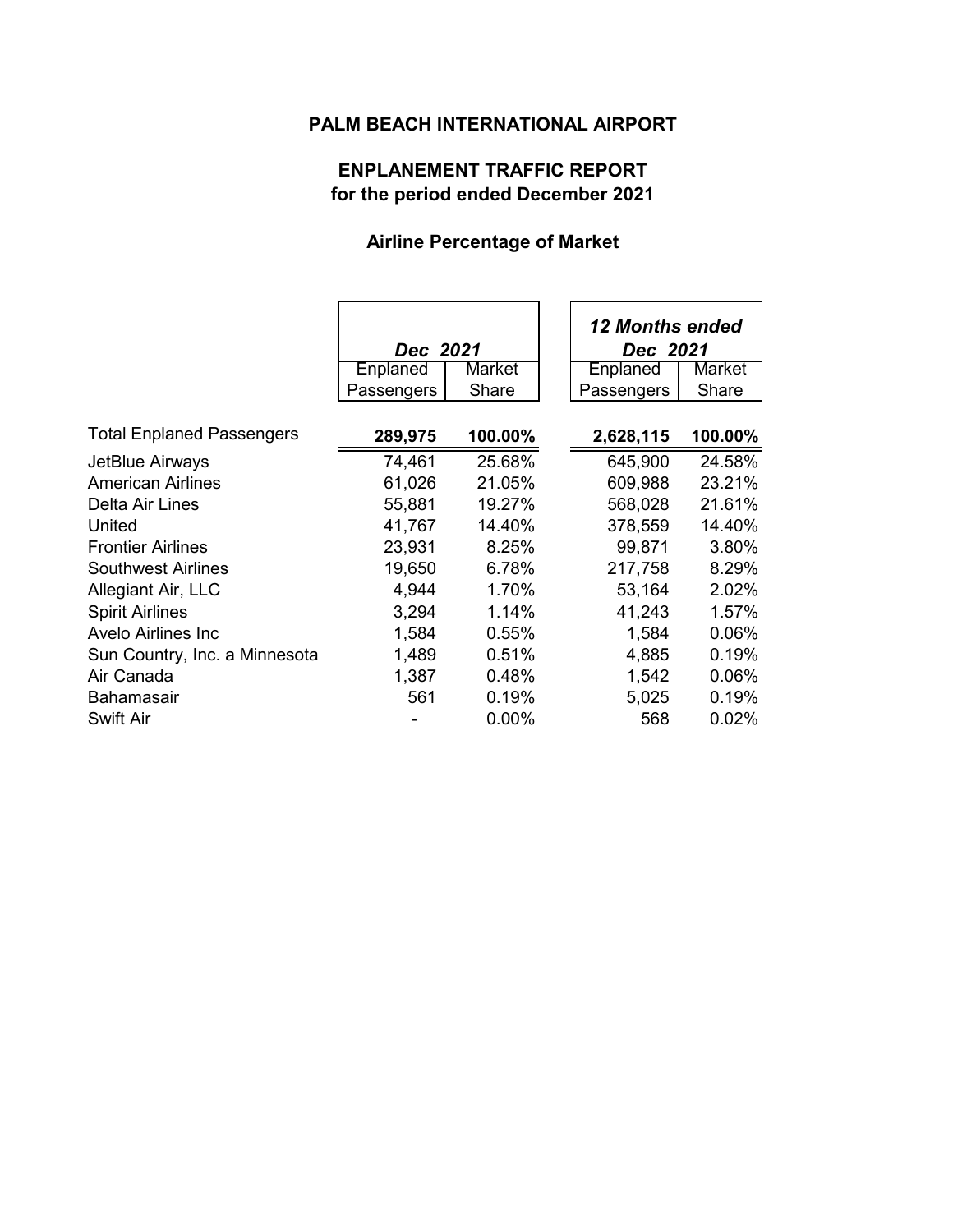# PALM BEACH INTERNATIONAL AIRPORT

## ENPLANEMENT TRAFFIC REPORT
## for the period ended December 2021

### Airline Percentage of Market

| | *Dec 2021* | | *12 Months ended Dec 2021* | |
|---|---|---|---|---|
| | Enplaned Passengers | Market Share | Enplaned Passengers | Market Share |
| Total Enplaned Passengers | **289,975** | **100.00%** | **2,628,115** | **100.00%** |
| JetBlue Airways | 74,461 | 25.68% | 645,900 | 24.58% |
| American Airlines | 61,026 | 21.05% | 609,988 | 23.21% |
| Delta Air Lines | 55,881 | 19.27% | 568,028 | 21.61% |
| United | 41,767 | 14.40% | 378,559 | 14.40% |
| Frontier Airlines | 23,931 | 8.25% | 99,871 | 3.80% |
| Southwest Airlines | 19,650 | 6.78% | 217,758 | 8.29% |
| Allegiant Air, LLC | 4,944 | 1.70% | 53,164 | 2.02% |
| Spirit Airlines | 3,294 | 1.14% | 41,243 | 1.57% |
| Avelo Airlines Inc | 1,584 | 0.55% | 1,584 | 0.06% |
| Sun Country, Inc. a Minnesota | 1,489 | 0.51% | 4,885 | 0.19% |
| Air Canada | 1,387 | 0.48% | 1,542 | 0.06% |
| Bahamasair | 561 | 0.19% | 5,025 | 0.19% |
| Swift Air | - | 0.00% | 568 | 0.02% |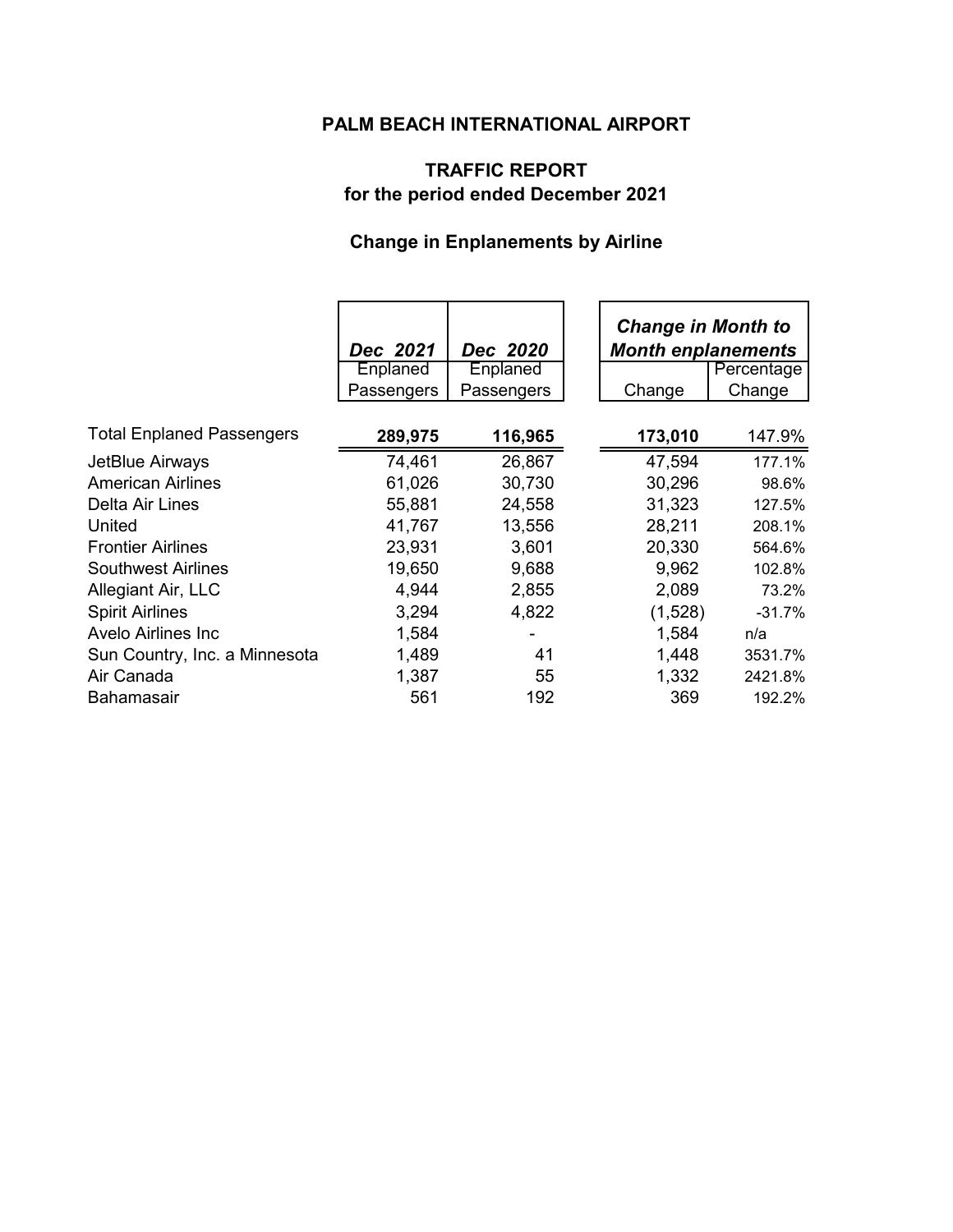# PALM BEACH INTERNATIONAL AIRPORT

## TRAFFIC REPORT
## for the period ended December 2021

### Change in Enplanements by Airline

| | *Dec 2021* | *Dec 2020* | ***Change in Month to Month enplanements*** | |
|---|---|---|---|---|
| | Enplaned Passengers | Enplaned Passengers | Change | Percentage Change |
| Total Enplaned Passengers | **289,975** | **116,965** | **173,010** | 147.9% |
| JetBlue Airways | 74,461 | 26,867 | 47,594 | 177.1% |
| American Airlines | 61,026 | 30,730 | 30,296 | 98.6% |
| Delta Air Lines | 55,881 | 24,558 | 31,323 | 127.5% |
| United | 41,767 | 13,556 | 28,211 | 208.1% |
| Frontier Airlines | 23,931 | 3,601 | 20,330 | 564.6% |
| Southwest Airlines | 19,650 | 9,688 | 9,962 | 102.8% |
| Allegiant Air, LLC | 4,944 | 2,855 | 2,089 | 73.2% |
| Spirit Airlines | 3,294 | 4,822 | (1,528) | -31.7% |
| Avelo Airlines Inc | 1,584 | - | 1,584 | n/a |
| Sun Country, Inc. a Minnesota | 1,489 | 41 | 1,448 | 3531.7% |
| Air Canada | 1,387 | 55 | 1,332 | 2421.8% |
| Bahamasair | 561 | 192 | 369 | 192.2% |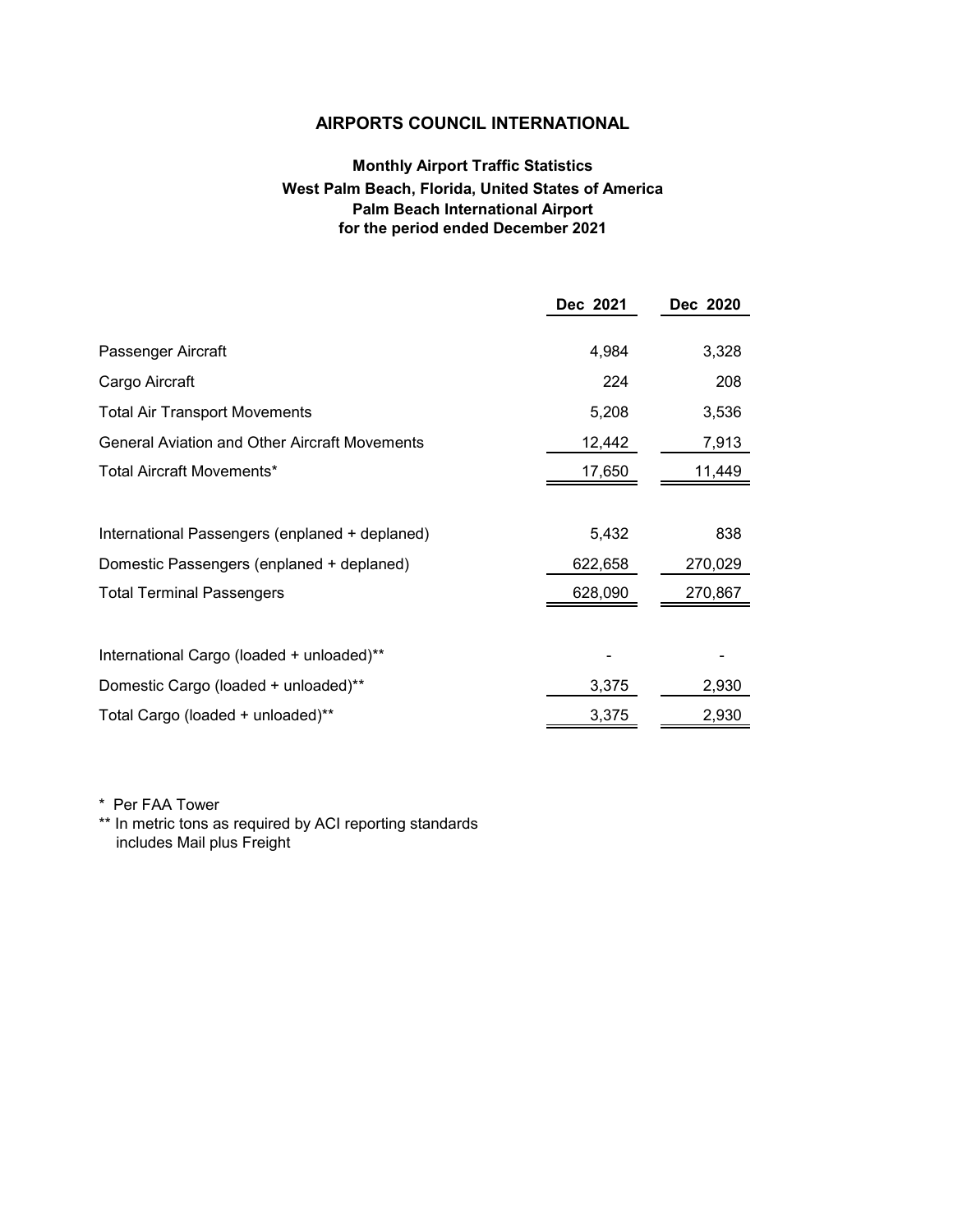# AIRPORTS COUNCIL INTERNATIONAL

## Monthly Airport Traffic Statistics
## West Palm Beach, Florida, United States of America
## Palm Beach International Airport
## for the period ended December 2021

| | Dec 2021 | Dec 2020 |
|---|---|---|
| Passenger Aircraft | 4,984 | 3,328 |
| Cargo Aircraft | 224 | 208 |
| Total Air Transport Movements | 5,208 | 3,536 |
| General Aviation and Other Aircraft Movements | 12,442 | 7,913 |
| Total Aircraft Movements* | 17,650 | 11,449 |
| | | |
| International Passengers (enplaned + deplaned) | 5,432 | 838 |
| Domestic Passengers (enplaned + deplaned) | 622,658 | 270,029 |
| Total Terminal Passengers | 628,090 | 270,867 |
| | | |
| International Cargo (loaded + unloaded)** | - | - |
| Domestic Cargo (loaded + unloaded)** | 3,375 | 2,930 |
| Total Cargo (loaded + unloaded)** | 3,375 | 2,930 |

\* Per FAA Tower

** In metric tons as required by ACI reporting standards
includes Mail plus Freight